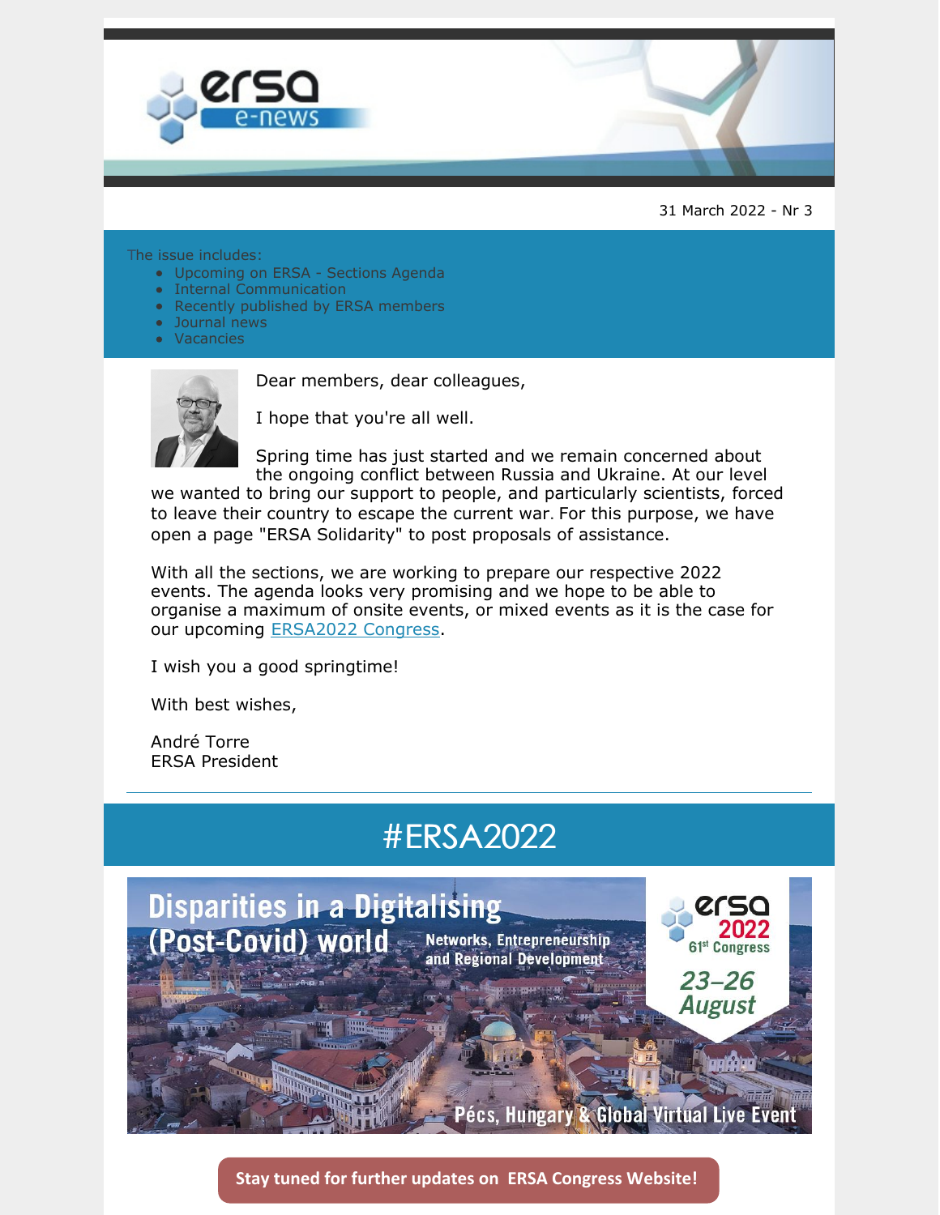31 March 2022 - Nr 3

The issue includes:

- Upcoming on ERSA - Sections Agenda
- Internal Communication
- Recently published by ERSA members
- Journal news
- Vacancies

Dear members, dear colleagues,

I hope that you're all well.

Spring time has just started and we remain concerned about the ongoing conflict between Russia and Ukraine. At our level we wanted to bring our support to people, and particularly scientists, forced to leave their country to escape the current war. For this purpose, we have open a page "ERSA Solidarity" to post proposals of assistance.

With all the sections, we are working to prepare our respective 2022 events. The agenda looks very promising and we hope to be able to organise a maximum of onsite events, or mixed events as it is the case for our upcoming [ERSA2022 Congress](ERSA2022 Congress).

I wish you a good springtime!

With best wishes,

André Torre
ERSA President

## #ERSA2022

Disparities in a Digitalising (Post-Covid) world

Networks, Entrepreneurship and Regional Development

ersa 2022 61st Congress

23–26 August

Pécs, Hungary & Global Virtual Live Event

**Stay tuned for further updates on ERSA Congress Website!**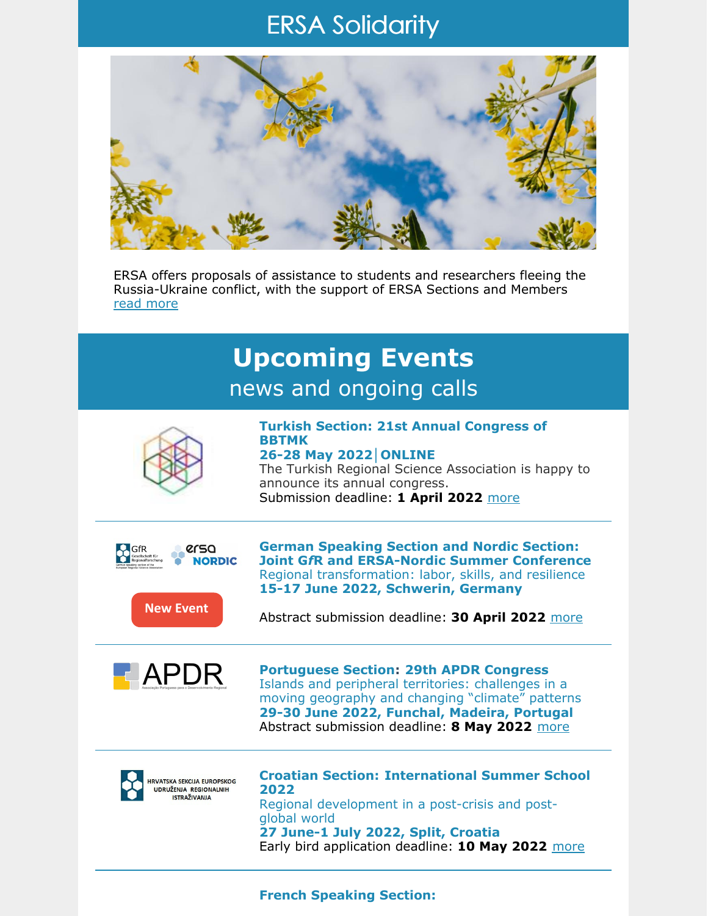# ERSA Solidarity

ERSA offers proposals of assistance to students and researchers fleeing the Russia-Ukraine conflict, with the support of ERSA Sections and Members
read more

# Upcoming Events

## news and ongoing calls

### Turkish Section: 21st Annual Congress of BBTMK

**26-28 May 2022 | ONLINE**

The Turkish Regional Science Association is happy to announce its annual congress.

Submission deadline: **1 April 2022** more

---

New Event

### German Speaking Section and Nordic Section: Joint GfR and ERSA-Nordic Summer Conference

Regional transformation: labor, skills, and resilience

**15-17 June 2022, Schwerin, Germany**

Abstract submission deadline: **30 April 2022** more

---

### Portuguese Section: 29th APDR Congress

Islands and peripheral territories: challenges in a moving geography and changing "climate" patterns

**29-30 June 2022, Funchal, Madeira, Portugal**

Abstract submission deadline: **8 May 2022** more

---

### Croatian Section: International Summer School 2022

Regional development in a post-crisis and post-global world

**27 June-1 July 2022, Split, Croatia**

Early bird application deadline: **10 May 2022** more

---

### French Speaking Section: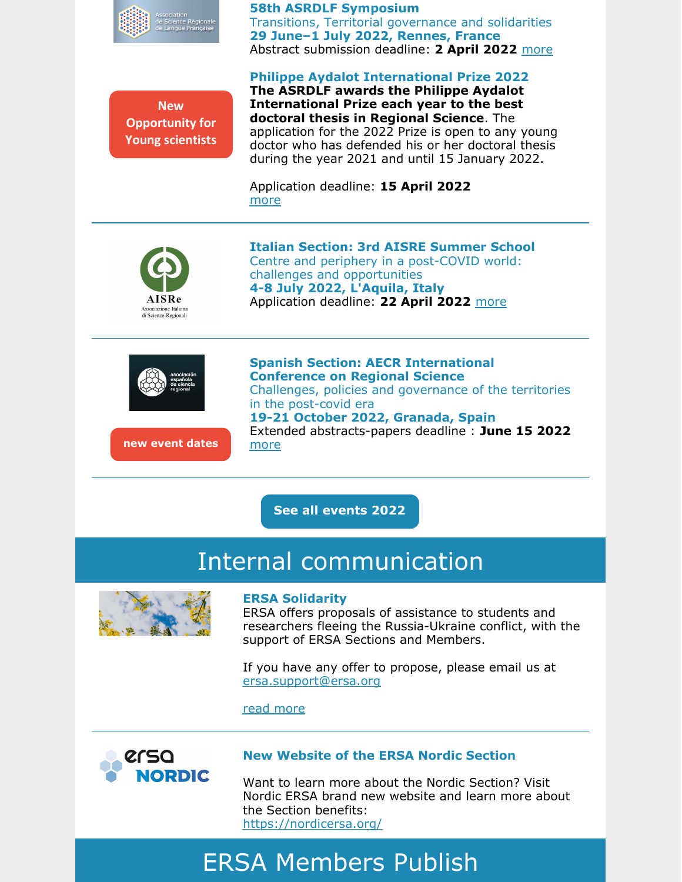### 58th ASRDLF Symposium

Transitions, Territorial governance and solidarities
**29 June–1 July 2022, Rennes, France**
Abstract submission deadline: **2 April 2022** more

New Opportunity for Young scientists

### Philippe Aydalot International Prize 2022

**The ASRDLF awards the Philippe Aydalot International Prize each year to the best doctoral thesis in Regional Science**. The application for the 2022 Prize is open to any young doctor who has defended his or her doctoral thesis during the year 2021 and until 15 January 2022.

Application deadline: **15 April 2022**
more

---

### Italian Section: 3rd AISRE Summer School

Centre and periphery in a post-COVID world: challenges and opportunities
**4-8 July 2022, L'Aquila, Italy**
Application deadline: **22 April 2022** more

---

new event dates

### Spanish Section: AECR International Conference on Regional Science

Challenges, policies and governance of the territories in the post-covid era
**19-21 October 2022, Granada, Spain**
Extended abstracts-papers deadline : **June 15 2022**
more

---

See all events 2022

# Internal communication

### ERSA Solidarity

ERSA offers proposals of assistance to students and researchers fleeing the Russia-Ukraine conflict, with the support of ERSA Sections and Members.

If you have any offer to propose, please email us at ersa.support@ersa.org

read more

---

### New Website of the ERSA Nordic Section

Want to learn more about the Nordic Section? Visit Nordic ERSA brand new website and learn more about the Section benefits:
https://nordicersa.org/

# ERSA Members Publish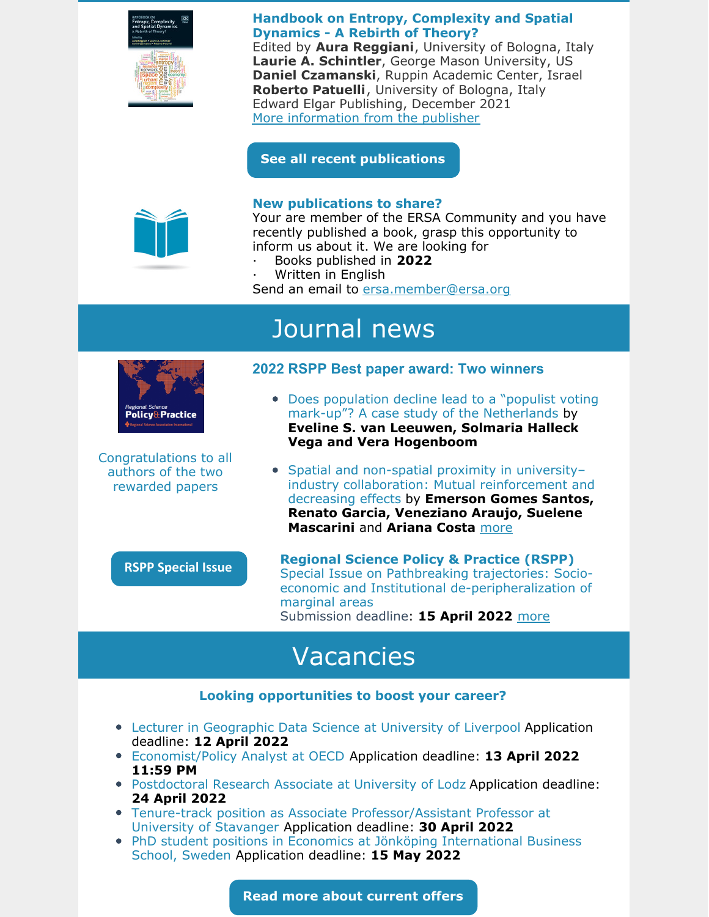### Handbook on Entropy, Complexity and Spatial Dynamics - A Rebirth of Theory?

Edited by **Aura Reggiani**, University of Bologna, Italy
**Laurie A. Schintler**, George Mason University, US
**Daniel Czamanski**, Ruppin Academic Center, Israel
**Roberto Patuelli**, University of Bologna, Italy
Edward Elgar Publishing, December 2021
More information from the publisher

**See all recent publications**

### New publications to share?

Your are member of the ERSA Community and you have recently published a book, grasp this opportunity to inform us about it. We are looking for

- Books published in **2022**
- Written in English

Send an email to ersa.member@ersa.org

## Journal news

### 2022 RSPP Best paper award: Two winners

Congratulations to all authors of the two rewarded papers

- Does population decline lead to a “populist voting mark-up”? A case study of the Netherlands by **Eveline S. van Leeuwen, Solmaria Halleck Vega and Vera Hogenboom**
- Spatial and non-spatial proximity in university–industry collaboration: Mutual reinforcement and decreasing effects by **Emerson Gomes Santos, Renato Garcia, Veneziano Araujo, Suelene Mascarini** and **Ariana Costa** more

**RSPP Special Issue**

**Regional Science Policy & Practice (RSPP)**
Special Issue on Pathbreaking trajectories: Socio-economic and Institutional de-peripheralization of marginal areas
Submission deadline: **15 April 2022** more

## Vacancies

**Looking opportunities to boost your career?**

- Lecturer in Geographic Data Science at University of Liverpool Application deadline: **12 April 2022**
- Economist/Policy Analyst at OECD Application deadline: **13 April 2022 11:59 PM**
- Postdoctoral Research Associate at University of Lodz Application deadline: **24 April 2022**
- Tenure-track position as Associate Professor/Assistant Professor at University of Stavanger Application deadline: **30 April 2022**
- PhD student positions in Economics at Jönköping International Business School, Sweden Application deadline: **15 May 2022**

**Read more about current offers**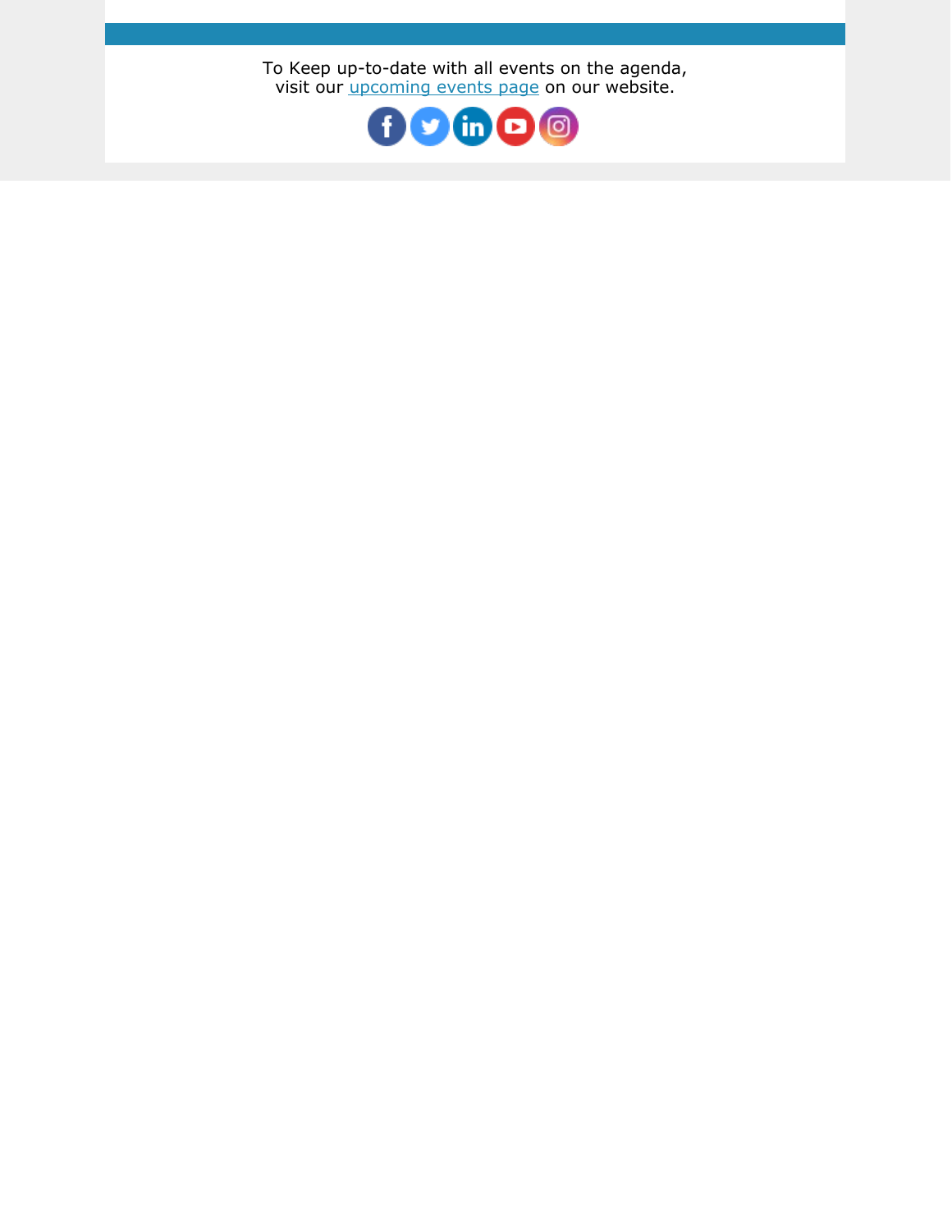To Keep up-to-date with all events on the agenda,
visit our upcoming events page on our website.